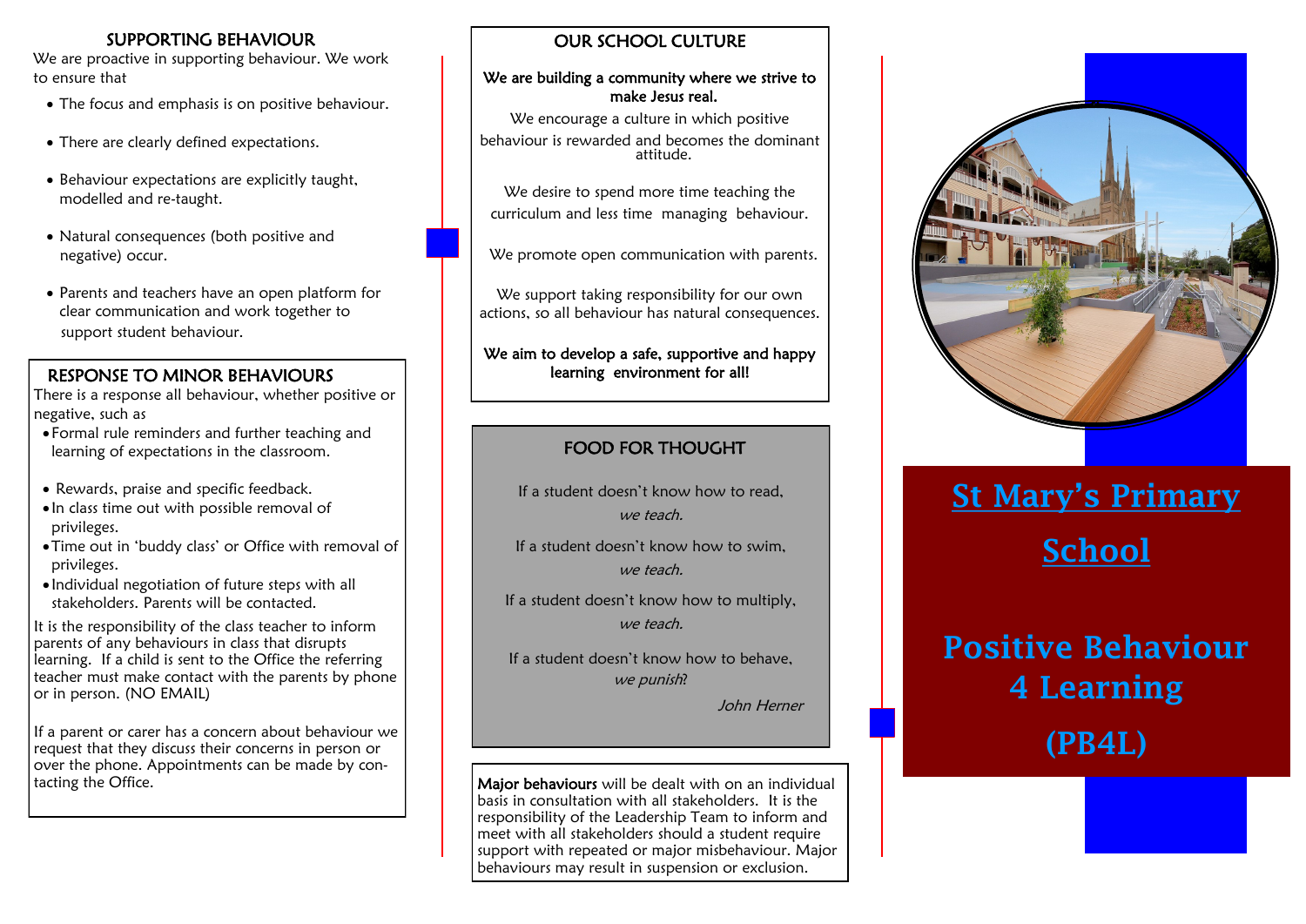## SUPPORTING BEHAVIOUR

We are proactive in supporting behaviour. We work to ensure that

- The focus and emphasis is on positive behaviour.
- There are clearly defined expectations.
- Behaviour expectations are explicitly taught, modelled and re-taught.
- Natural consequences (both positive and negative) occur.
- Parents and teachers have an open platform for clear communication and work together to support student behaviour.

## RESPONSE TO MINOR BEHAVIOURS

There is a response all behaviour, whether positive or negative, such as

- Formal rule reminders and further teaching and learning of expectations in the classroom.
- Rewards, praise and specific feedback.
- In class time out with possible removal of privileges.
- Time out in 'buddy class' or Office with removal of privileges.
- Individual negotiation of future steps with all stakeholders. Parents will be contacted.

It is the responsibility of the class teacher to inform parents of any behaviours in class that disrupts learning. If a child is sent to the Office the referring teacher must make contact with the parents by phone or in person. (NO EMAIL)

If a parent or carer has a concern about behaviour we request that they discuss their concerns in person or over the phone. Appointments can be made by contacting the Office.

## OUR SCHOOL CULTURE

**We are building a community where we strive to make Jesus real.**

We encourage a culture in which positive behaviour is rewarded and becomes the dominant attitude.

We desire to spend more time teaching the curriculum and less time managing behaviour.

We promote open communication with parents.

We support taking responsibility for our own actions, so all behaviour has natural consequences.

**We aim to develop a safe, supportive and happy learning environment for all!**

## FOOD FOR THOUGHT

If a student doesn't know how to read, *we teach.*

If a student doesn't know how to swim, *we teach.*

If a student doesn't know how to multiply, *we teach.*

If a student doesn't know how to behave, *we punish*?

*John Herner*

**Major behaviours** will be dealt with on an individual basis in consultation with all stakeholders. It is the responsibility of the Leadership Team to inform and meet with all stakeholders should a student require support with repeated or major misbehaviour. Major behaviours may result in suspension or exclusion.

# St Mary's Primary School

# Positive Behaviour 4 Learning

# (PB4L)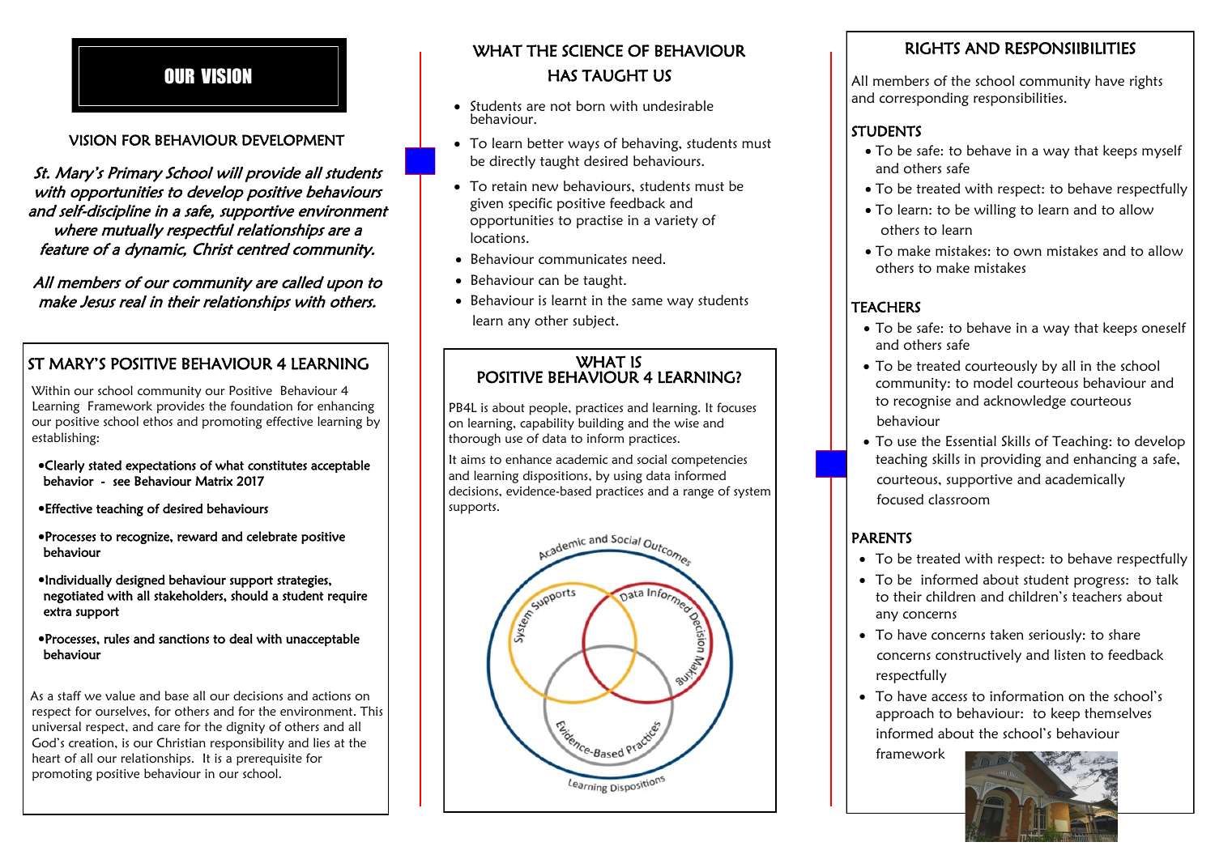# OUR VISION

## VISION FOR BEHAVIOUR DEVELOPMENT

*St. Mary's Primary School will provide all students with opportunities to develop positive behaviours and self-discipline in a safe, supportive environment where mutually respectful relationships are a feature of a dynamic, Christ centred community.*

*All members of our community are called upon to make Jesus real in their relationships with others.*

## ST MARY'S POSITIVE BEHAVIOUR 4 LEARNING

Within our school community our Positive Behaviour 4 Learning Framework provides the foundation for enhancing our positive school ethos and promoting effective learning by establishing:

- **Clearly stated expectations of what constitutes acceptable behavior - see Behaviour Matrix 2017**
- **Effective teaching of desired behaviours**
- **Processes to recognize, reward and celebrate positive behaviour**
- **Individually designed behaviour support strategies, negotiated with all stakeholders, should a student require extra support**
- **Processes, rules and sanctions to deal with unacceptable behaviour**

As a staff we value and base all our decisions and actions on respect for ourselves, for others and for the environment. This universal respect, and care for the dignity of others and all God's creation, is our Christian responsibility and lies at the heart of all our relationships. It is a prerequisite for promoting positive behaviour in our school.

## WHAT THE SCIENCE OF BEHAVIOUR HAS TAUGHT US

- Students are not born with undesirable behaviour.
- To learn better ways of behaving, students must be directly taught desired behaviours.
- To retain new behaviours, students must be given specific positive feedback and opportunities to practise in a variety of locations.
- Behaviour communicates need.
- Behaviour can be taught.
- Behaviour is learnt in the same way students learn any other subject.

## WHAT IS POSITIVE BEHAVIOUR 4 LEARNING?

PB4L is about people, practices and learning. It focuses on learning, capability building and the wise and thorough use of data to inform practices.

It aims to enhance academic and social competencies and learning dispositions, by using data informed decisions, evidence-based practices and a range of system supports.

Academic and Social Outcomes
System Supports
Data Informed Decision Making
Evidence-Based Practices
Learning Dispositions

## RIGHTS AND RESPONSIIBILITIES

All members of the school community have rights and corresponding responsibilities.

### STUDENTS

- To be safe: to behave in a way that keeps myself and others safe
- To be treated with respect: to behave respectfully
- To learn: to be willing to learn and to allow others to learn
- To make mistakes: to own mistakes and to allow others to make mistakes

### TEACHERS

- To be safe: to behave in a way that keeps oneself and others safe
- To be treated courteously by all in the school community: to model courteous behaviour and to recognise and acknowledge courteous behaviour
- To use the Essential Skills of Teaching: to develop teaching skills in providing and enhancing a safe, courteous, supportive and academically focused classroom

### PARENTS

- To be treated with respect: to behave respectfully
- To be informed about student progress: to talk to their children and children's teachers about any concerns
- To have concerns taken seriously: to share concerns constructively and listen to feedback respectfully
- To have access to information on the school's approach to behaviour: to keep themselves informed about the school's behaviour framework